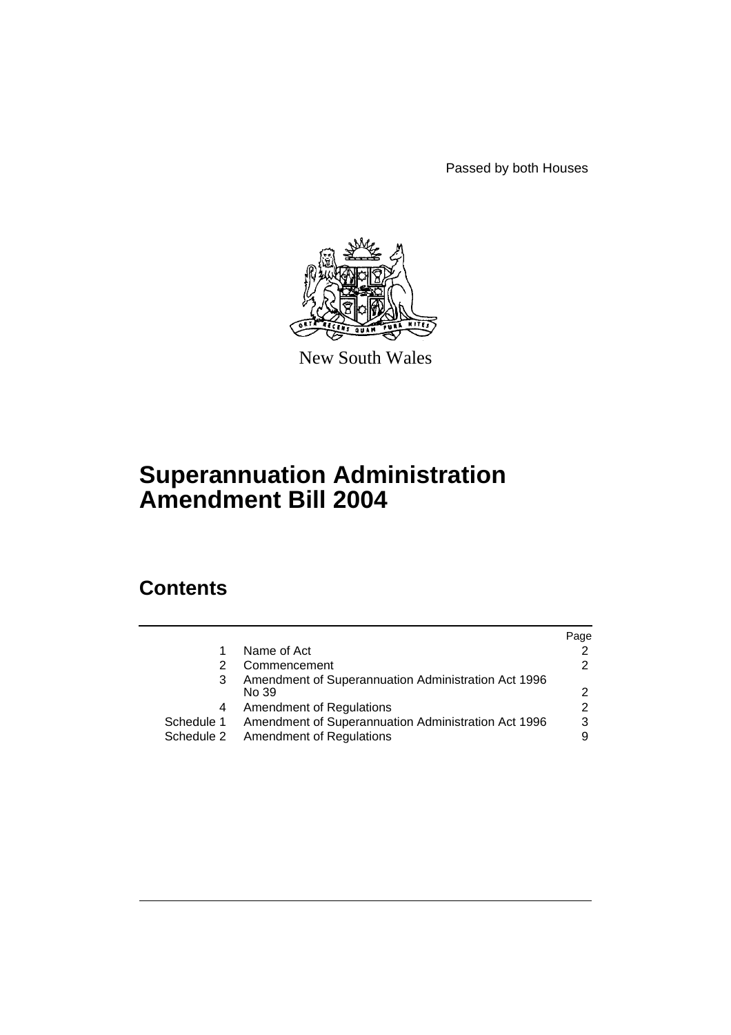Passed by both Houses

New South Wales

# Superannuation Administration Amendment Bill 2004

## Contents

| | | Page |
|---|---|---|
| 1 | Name of Act | 2 |
| 2 | Commencement | 2 |
| 3 | Amendment of Superannuation Administration Act 1996 No 39 | 2 |
| 4 | Amendment of Regulations | 2 |
| Schedule 1 | Amendment of Superannuation Administration Act 1996 | 3 |
| Schedule 2 | Amendment of Regulations | 9 |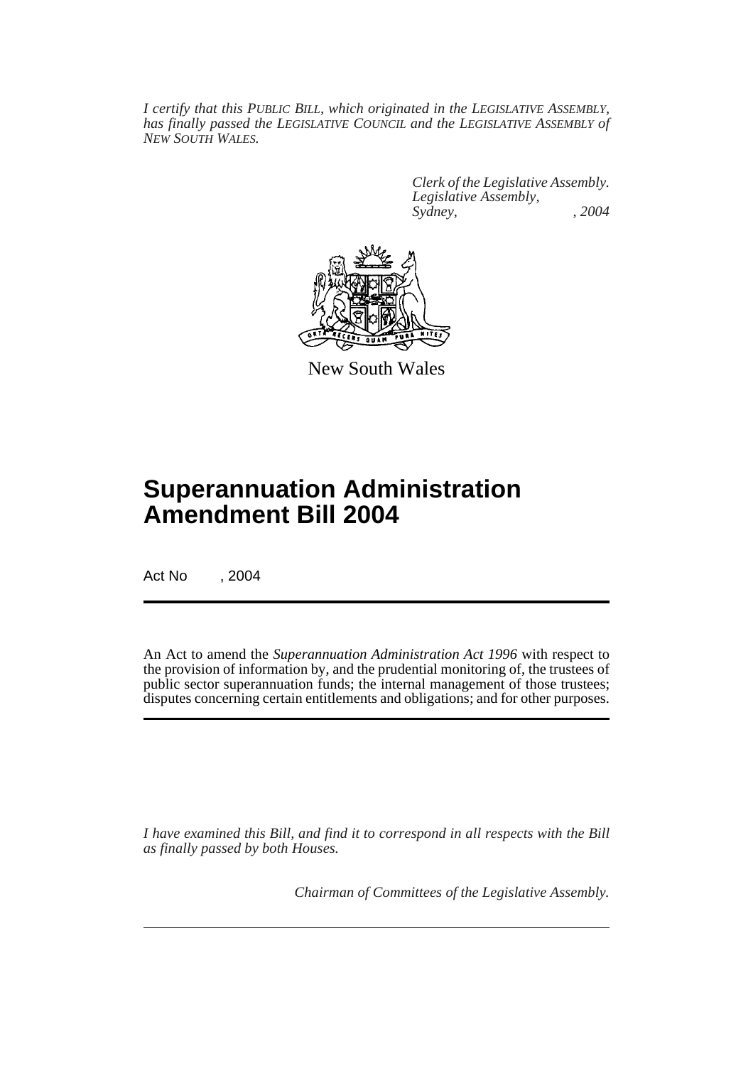*I certify that this PUBLIC BILL, which originated in the LEGISLATIVE ASSEMBLY, has finally passed the LEGISLATIVE COUNCIL and the LEGISLATIVE ASSEMBLY of NEW SOUTH WALES.*

*Clerk of the Legislative Assembly.*
*Legislative Assembly,*
*Sydney, , 2004*

New South Wales

# Superannuation Administration Amendment Bill 2004

Act No , 2004

An Act to amend the *Superannuation Administration Act 1996* with respect to the provision of information by, and the prudential monitoring of, the trustees of public sector superannuation funds; the internal management of those trustees; disputes concerning certain entitlements and obligations; and for other purposes.

*I have examined this Bill, and find it to correspond in all respects with the Bill as finally passed by both Houses.*

*Chairman of Committees of the Legislative Assembly.*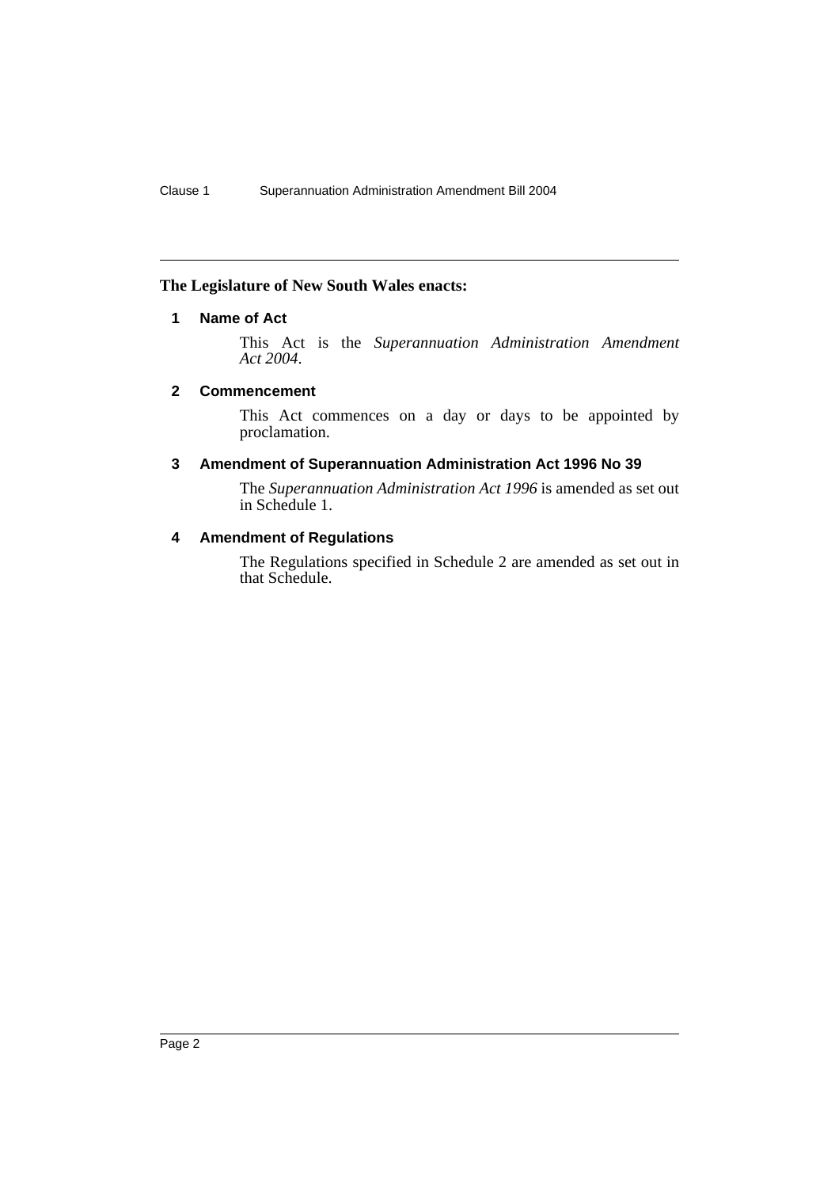**The Legislature of New South Wales enacts:**

## 1 Name of Act

This Act is the *Superannuation Administration Amendment Act 2004*.

## 2 Commencement

This Act commences on a day or days to be appointed by proclamation.

## 3 Amendment of Superannuation Administration Act 1996 No 39

The *Superannuation Administration Act 1996* is amended as set out in Schedule 1.

## 4 Amendment of Regulations

The Regulations specified in Schedule 2 are amended as set out in that Schedule.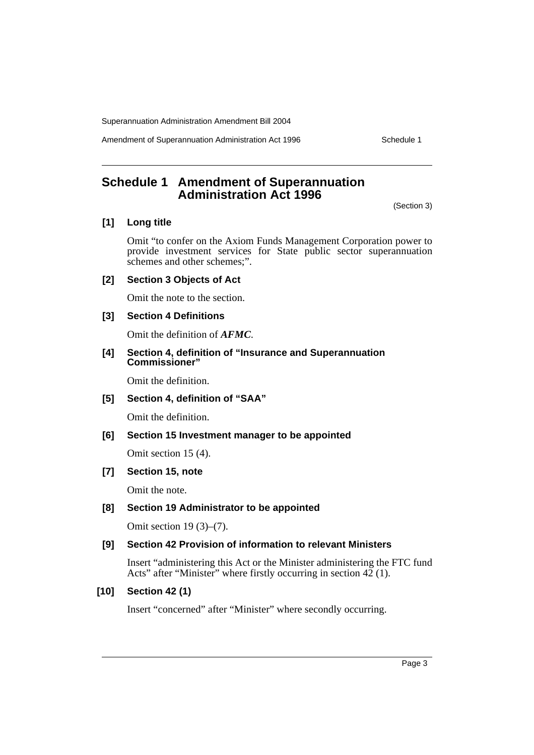# Schedule 1 Amendment of Superannuation Administration Act 1996

(Section 3)

### [1] Long title

Omit "to confer on the Axiom Funds Management Corporation power to provide investment services for State public sector superannuation schemes and other schemes;".

### [2] Section 3 Objects of Act

Omit the note to the section.

### [3] Section 4 Definitions

Omit the definition of ***AFMC***.

### [4] Section 4, definition of "Insurance and Superannuation Commissioner"

Omit the definition.

### [5] Section 4, definition of "SAA"

Omit the definition.

### [6] Section 15 Investment manager to be appointed

Omit section 15 (4).

### [7] Section 15, note

Omit the note.

### [8] Section 19 Administrator to be appointed

Omit section 19 (3)–(7).

### [9] Section 42 Provision of information to relevant Ministers

Insert "administering this Act or the Minister administering the FTC fund Acts" after "Minister" where firstly occurring in section 42 (1).

### [10] Section 42 (1)

Insert "concerned" after "Minister" where secondly occurring.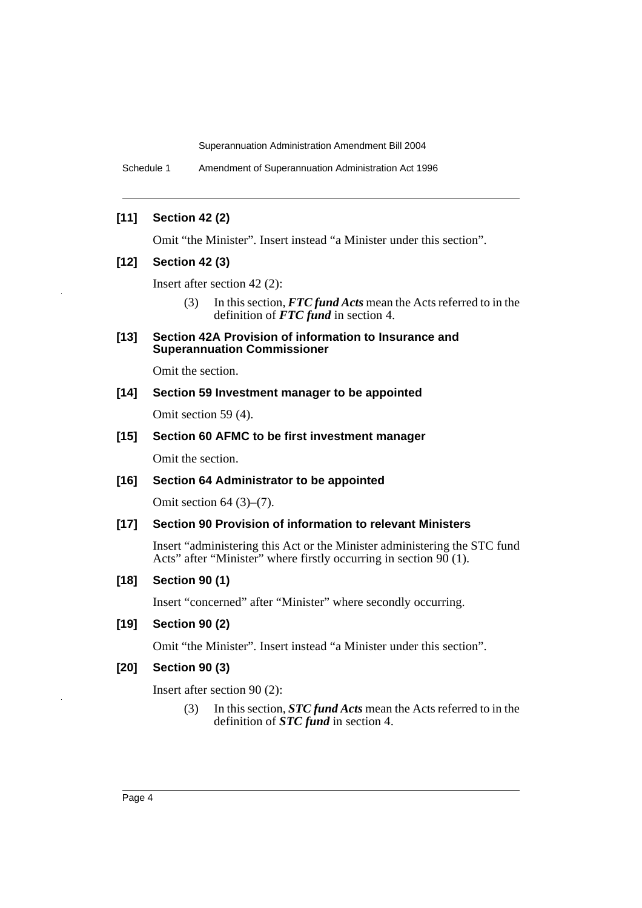### [11] Section 42 (2)

Omit "the Minister". Insert instead "a Minister under this section".

### [12] Section 42 (3)

Insert after section 42 (2):

> (3) In this section, ***FTC fund Acts*** mean the Acts referred to in the definition of ***FTC fund*** in section 4.

### [13] Section 42A Provision of information to Insurance and Superannuation Commissioner

Omit the section.

### [14] Section 59 Investment manager to be appointed

Omit section 59 (4).

### [15] Section 60 AFMC to be first investment manager

Omit the section.

### [16] Section 64 Administrator to be appointed

Omit section 64 (3)–(7).

### [17] Section 90 Provision of information to relevant Ministers

Insert "administering this Act or the Minister administering the STC fund Acts" after "Minister" where firstly occurring in section 90 (1).

### [18] Section 90 (1)

Insert "concerned" after "Minister" where secondly occurring.

### [19] Section 90 (2)

Omit "the Minister". Insert instead "a Minister under this section".

### [20] Section 90 (3)

Insert after section 90 (2):

> (3) In this section, ***STC fund Acts*** mean the Acts referred to in the definition of ***STC fund*** in section 4.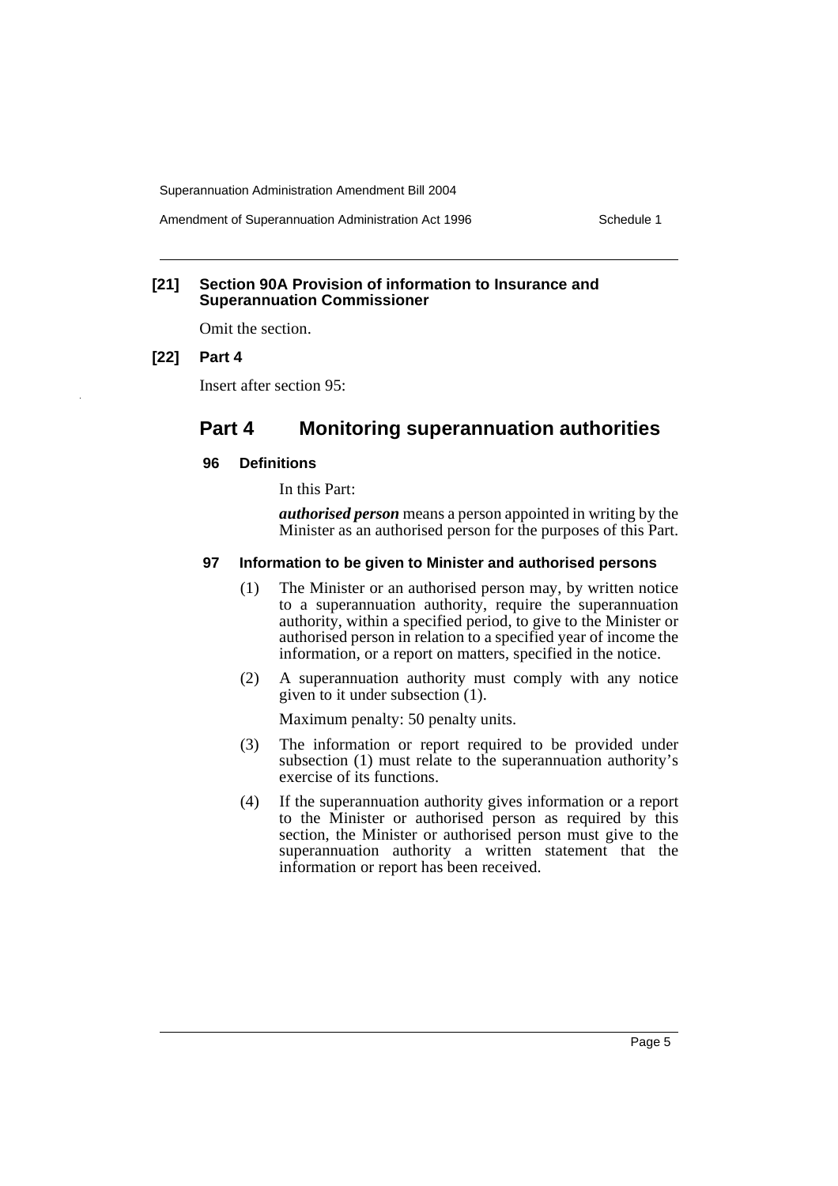**[21] Section 90A Provision of information to Insurance and Superannuation Commissioner**

Omit the section.

**[22] Part 4**

Insert after section 95:

## Part 4 Monitoring superannuation authorities

### 96 Definitions

In this Part:

***authorised person*** means a person appointed in writing by the Minister as an authorised person for the purposes of this Part.

### 97 Information to be given to Minister and authorised persons

(1) The Minister or an authorised person may, by written notice to a superannuation authority, require the superannuation authority, within a specified period, to give to the Minister or authorised person in relation to a specified year of income the information, or a report on matters, specified in the notice.

(2) A superannuation authority must comply with any notice given to it under subsection (1).

Maximum penalty: 50 penalty units.

(3) The information or report required to be provided under subsection (1) must relate to the superannuation authority's exercise of its functions.

(4) If the superannuation authority gives information or a report to the Minister or authorised person as required by this section, the Minister or authorised person must give to the superannuation authority a written statement that the information or report has been received.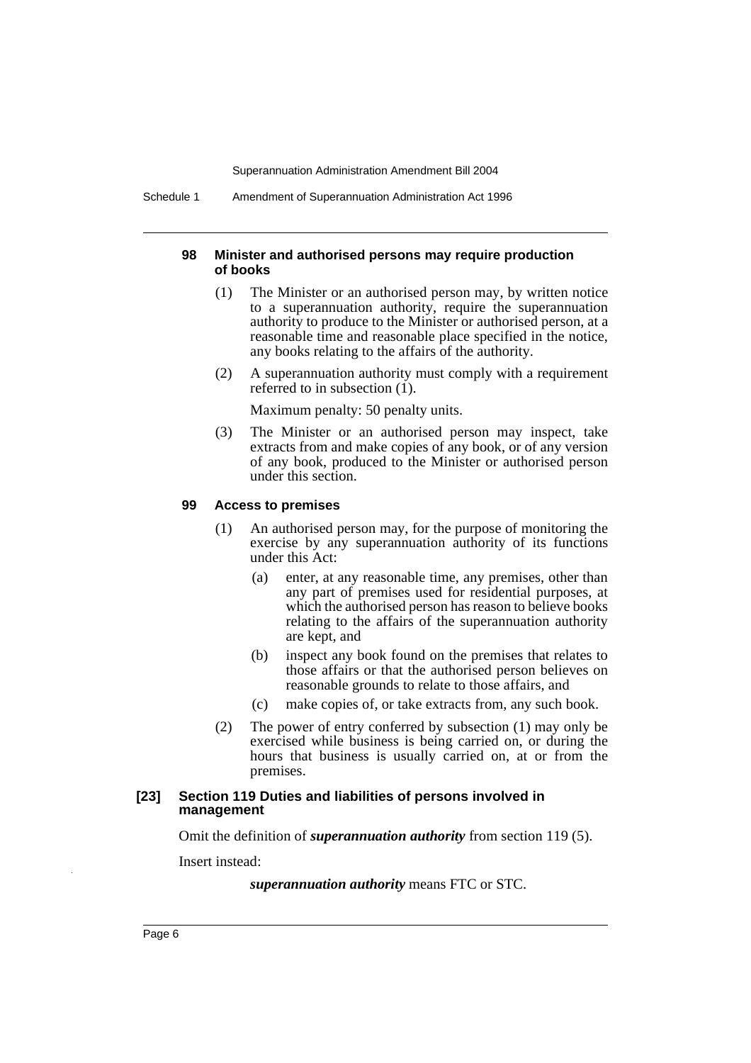#### 98 Minister and authorised persons may require production of books

(1) The Minister or an authorised person may, by written notice to a superannuation authority, require the superannuation authority to produce to the Minister or authorised person, at a reasonable time and reasonable place specified in the notice, any books relating to the affairs of the authority.

(2) A superannuation authority must comply with a requirement referred to in subsection (1).

Maximum penalty: 50 penalty units.

(3) The Minister or an authorised person may inspect, take extracts from and make copies of any book, or of any version of any book, produced to the Minister or authorised person under this section.

#### 99 Access to premises

(1) An authorised person may, for the purpose of monitoring the exercise by any superannuation authority of its functions under this Act:

(a) enter, at any reasonable time, any premises, other than any part of premises used for residential purposes, at which the authorised person has reason to believe books relating to the affairs of the superannuation authority are kept, and

(b) inspect any book found on the premises that relates to those affairs or that the authorised person believes on reasonable grounds to relate to those affairs, and

(c) make copies of, or take extracts from, any such book.

(2) The power of entry conferred by subsection (1) may only be exercised while business is being carried on, or during the hours that business is usually carried on, at or from the premises.

### [23] Section 119 Duties and liabilities of persons involved in management

Omit the definition of ***superannuation authority*** from section 119 (5).

Insert instead:

***superannuation authority*** means FTC or STC.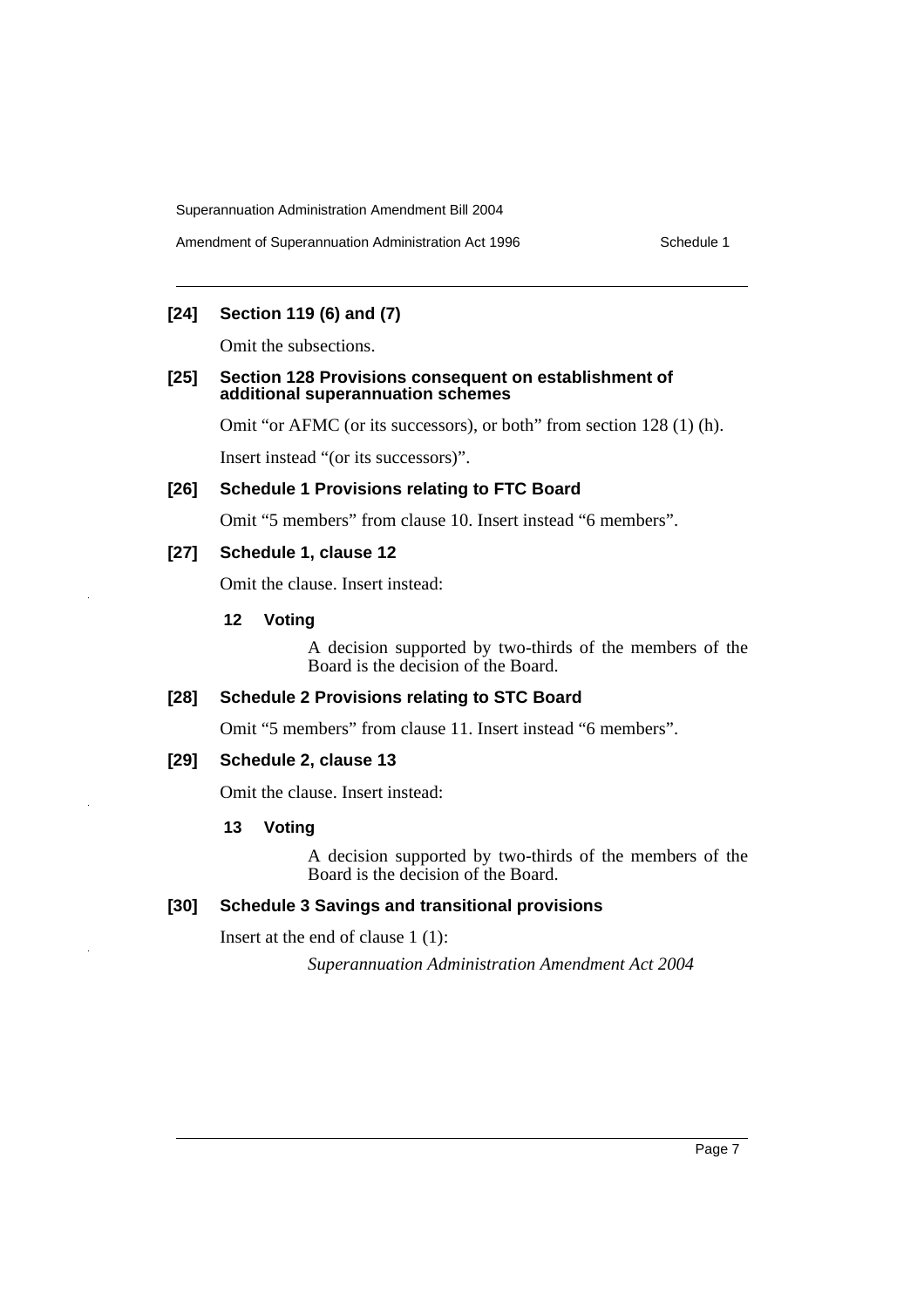#### [24] Section 119 (6) and (7)

Omit the subsections.

#### [25] Section 128 Provisions consequent on establishment of additional superannuation schemes

Omit “or AFMC (or its successors), or both” from section 128 (1) (h).

Insert instead “(or its successors)”.

#### [26] Schedule 1 Provisions relating to FTC Board

Omit “5 members” from clause 10. Insert instead “6 members”.

#### [27] Schedule 1, clause 12

Omit the clause. Insert instead:

**12 Voting**

A decision supported by two-thirds of the members of the Board is the decision of the Board.

#### [28] Schedule 2 Provisions relating to STC Board

Omit “5 members” from clause 11. Insert instead “6 members”.

#### [29] Schedule 2, clause 13

Omit the clause. Insert instead:

**13 Voting**

A decision supported by two-thirds of the members of the Board is the decision of the Board.

#### [30] Schedule 3 Savings and transitional provisions

Insert at the end of clause 1 (1):

*Superannuation Administration Amendment Act 2004*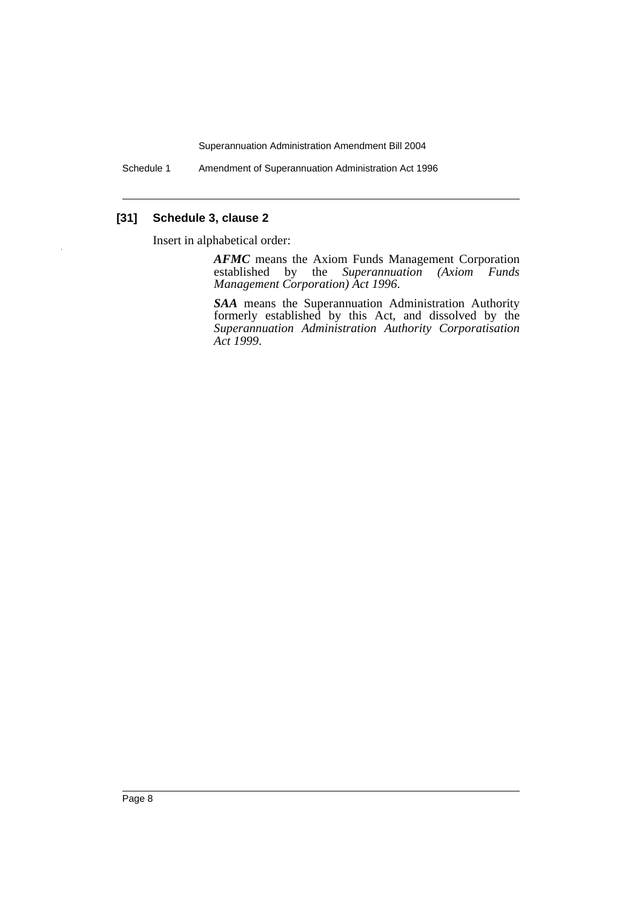### [31] Schedule 3, clause 2

Insert in alphabetical order:

***AFMC*** means the Axiom Funds Management Corporation established by the *Superannuation (Axiom Funds Management Corporation) Act 1996*.

***SAA*** means the Superannuation Administration Authority formerly established by this Act, and dissolved by the *Superannuation Administration Authority Corporatisation Act 1999*.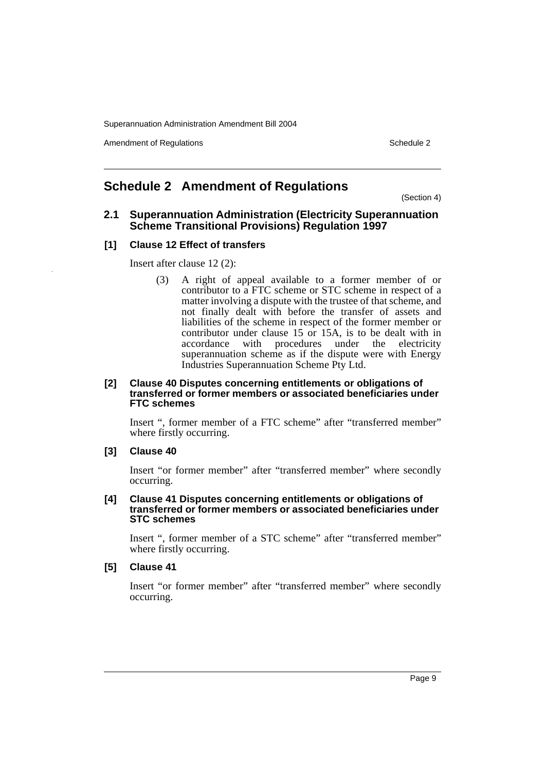# Schedule 2 Amendment of Regulations

(Section 4)

## 2.1 Superannuation Administration (Electricity Superannuation Scheme Transitional Provisions) Regulation 1997

### [1] Clause 12 Effect of transfers

Insert after clause 12 (2):

(3) A right of appeal available to a former member of or contributor to a FTC scheme or STC scheme in respect of a matter involving a dispute with the trustee of that scheme, and not finally dealt with before the transfer of assets and liabilities of the scheme in respect of the former member or contributor under clause 15 or 15A, is to be dealt with in accordance with procedures under the electricity superannuation scheme as if the dispute were with Energy Industries Superannuation Scheme Pty Ltd.

### [2] Clause 40 Disputes concerning entitlements or obligations of transferred or former members or associated beneficiaries under FTC schemes

Insert ", former member of a FTC scheme" after "transferred member" where firstly occurring.

### [3] Clause 40

Insert "or former member" after "transferred member" where secondly occurring.

### [4] Clause 41 Disputes concerning entitlements or obligations of transferred or former members or associated beneficiaries under STC schemes

Insert ", former member of a STC scheme" after "transferred member" where firstly occurring.

### [5] Clause 41

Insert "or former member" after "transferred member" where secondly occurring.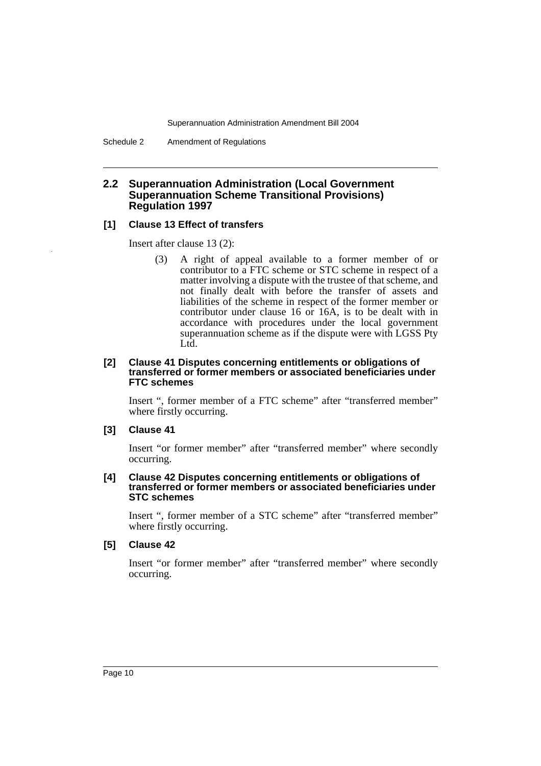## 2.2 Superannuation Administration (Local Government Superannuation Scheme Transitional Provisions) Regulation 1997

### [1] Clause 13 Effect of transfers

Insert after clause 13 (2):

> (3) A right of appeal available to a former member of or contributor to a FTC scheme or STC scheme in respect of a matter involving a dispute with the trustee of that scheme, and not finally dealt with before the transfer of assets and liabilities of the scheme in respect of the former member or contributor under clause 16 or 16A, is to be dealt with in accordance with procedures under the local government superannuation scheme as if the dispute were with LGSS Pty Ltd.

### [2] Clause 41 Disputes concerning entitlements or obligations of transferred or former members or associated beneficiaries under FTC schemes

Insert ", former member of a FTC scheme" after "transferred member" where firstly occurring.

### [3] Clause 41

Insert "or former member" after "transferred member" where secondly occurring.

### [4] Clause 42 Disputes concerning entitlements or obligations of transferred or former members or associated beneficiaries under STC schemes

Insert ", former member of a STC scheme" after "transferred member" where firstly occurring.

### [5] Clause 42

Insert "or former member" after "transferred member" where secondly occurring.